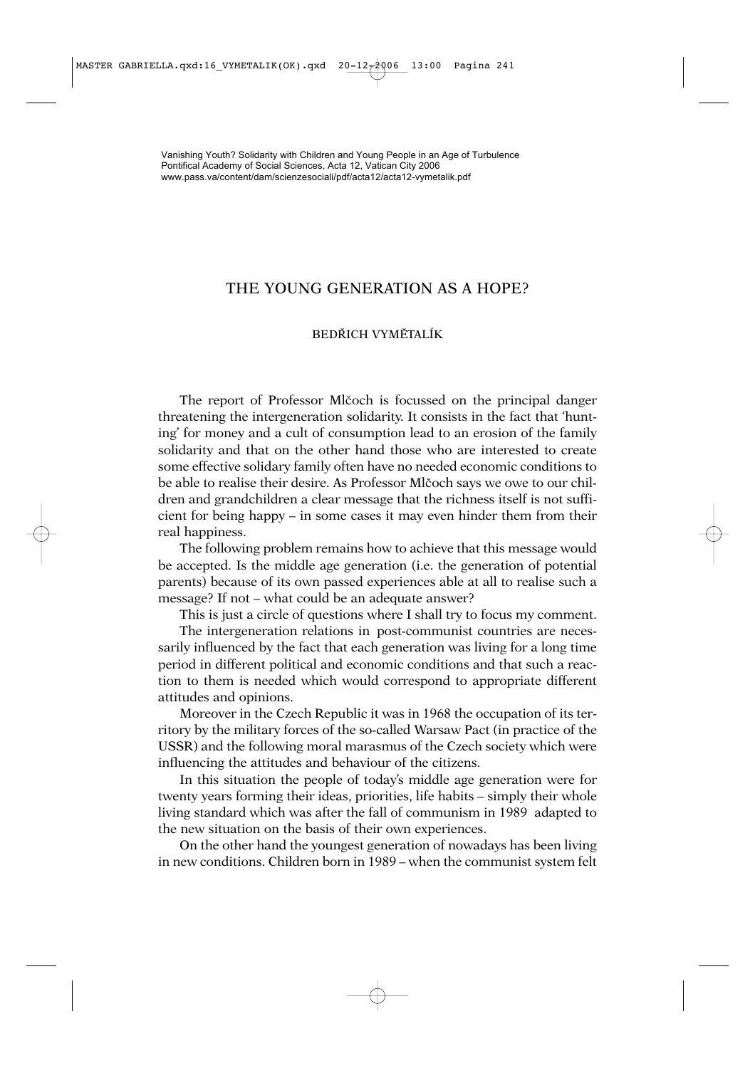Vanishing Youth? Solidarity with Children and Young People in an Age of Turbulence
Pontifical Academy of Social Sciences, Acta 12, Vatican City 2006
www.pass.va/content/dam/scienzesociali/pdf/acta12/acta12-vymetalik.pdf

# THE YOUNG GENERATION AS A HOPE?

BEDŘICH VYMĚTALÍK

The report of Professor Mlčoch is focussed on the principal danger threatening the intergeneration solidarity. It consists in the fact that 'hunting' for money and a cult of consumption lead to an erosion of the family solidarity and that on the other hand those who are interested to create some effective solidary family often have no needed economic conditions to be able to realise their desire. As Professor Mlčoch says we owe to our children and grandchildren a clear message that the richness itself is not sufficient for being happy – in some cases it may even hinder them from their real happiness.

The following problem remains how to achieve that this message would be accepted. Is the middle age generation (i.e. the generation of potential parents) because of its own passed experiences able at all to realise such a message? If not – what could be an adequate answer?

This is just a circle of questions where I shall try to focus my comment.

The intergeneration relations in post-communist countries are necessarily influenced by the fact that each generation was living for a long time period in different political and economic conditions and that such a reaction to them is needed which would correspond to appropriate different attitudes and opinions.

Moreover in the Czech Republic it was in 1968 the occupation of its territory by the military forces of the so-called Warsaw Pact (in practice of the USSR) and the following moral marasmus of the Czech society which were influencing the attitudes and behaviour of the citizens.

In this situation the people of today's middle age generation were for twenty years forming their ideas, priorities, life habits – simply their whole living standard which was after the fall of communism in 1989 adapted to the new situation on the basis of their own experiences.

On the other hand the youngest generation of nowadays has been living in new conditions. Children born in 1989 – when the communist system felt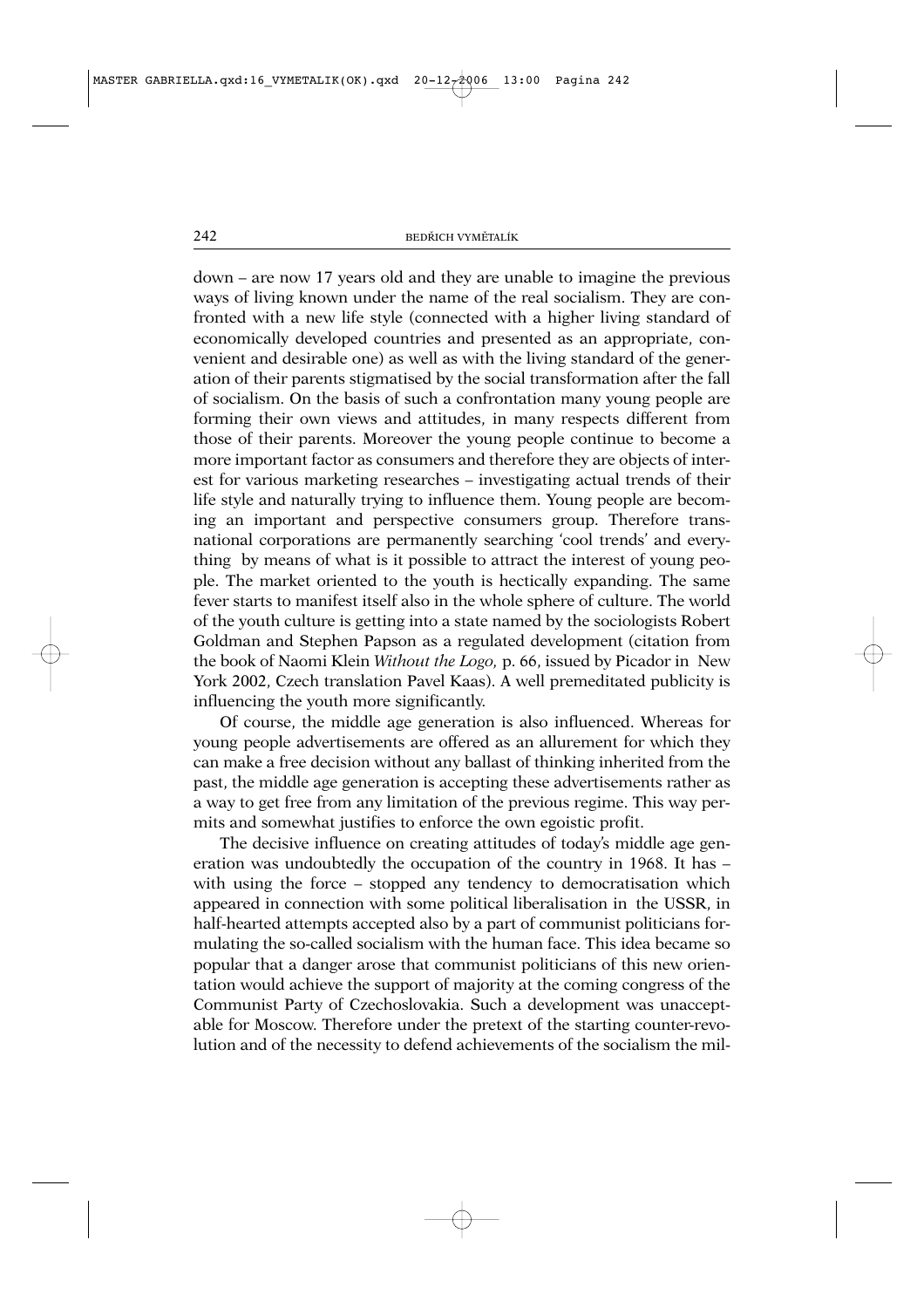down – are now 17 years old and they are unable to imagine the previous ways of living known under the name of the real socialism. They are confronted with a new life style (connected with a higher living standard of economically developed countries and presented as an appropriate, convenient and desirable one) as well as with the living standard of the generation of their parents stigmatised by the social transformation after the fall of socialism. On the basis of such a confrontation many young people are forming their own views and attitudes, in many respects different from those of their parents. Moreover the young people continue to become a more important factor as consumers and therefore they are objects of interest for various marketing researches – investigating actual trends of their life style and naturally trying to influence them. Young people are becoming an important and perspective consumers group. Therefore transnational corporations are permanently searching 'cool trends' and everything by means of what is it possible to attract the interest of young people. The market oriented to the youth is hectically expanding. The same fever starts to manifest itself also in the whole sphere of culture. The world of the youth culture is getting into a state named by the sociologists Robert Goldman and Stephen Papson as a regulated development (citation from the book of Naomi Klein *Without the Logo*, p. 66, issued by Picador in New York 2002, Czech translation Pavel Kaas). A well premeditated publicity is influencing the youth more significantly.

Of course, the middle age generation is also influenced. Whereas for young people advertisements are offered as an allurement for which they can make a free decision without any ballast of thinking inherited from the past, the middle age generation is accepting these advertisements rather as a way to get free from any limitation of the previous regime. This way permits and somewhat justifies to enforce the own egoistic profit.

The decisive influence on creating attitudes of today's middle age generation was undoubtedly the occupation of the country in 1968. It has – with using the force – stopped any tendency to democratisation which appeared in connection with some political liberalisation in the USSR, in half-hearted attempts accepted also by a part of communist politicians formulating the so-called socialism with the human face. This idea became so popular that a danger arose that communist politicians of this new orientation would achieve the support of majority at the coming congress of the Communist Party of Czechoslovakia. Such a development was unacceptable for Moscow. Therefore under the pretext of the starting counter-revolution and of the necessity to defend achievements of the socialism the mil-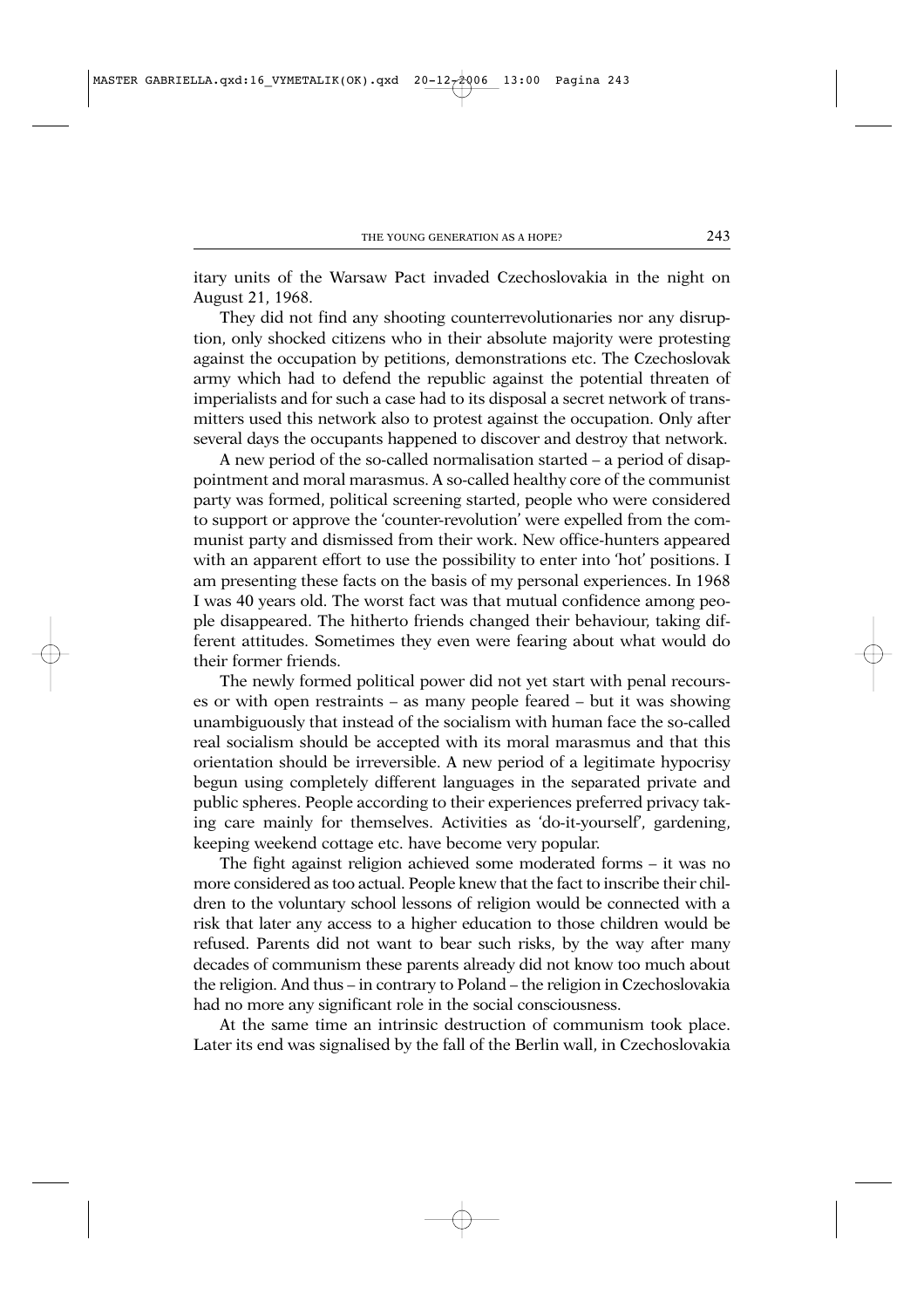itary units of the Warsaw Pact invaded Czechoslovakia in the night on August 21, 1968.

They did not find any shooting counterrevolutionaries nor any disruption, only shocked citizens who in their absolute majority were protesting against the occupation by petitions, demonstrations etc. The Czechoslovak army which had to defend the republic against the potential threaten of imperialists and for such a case had to its disposal a secret network of transmitters used this network also to protest against the occupation. Only after several days the occupants happened to discover and destroy that network.

A new period of the so-called normalisation started – a period of disappointment and moral marasmus. A so-called healthy core of the communist party was formed, political screening started, people who were considered to support or approve the 'counter-revolution' were expelled from the communist party and dismissed from their work. New office-hunters appeared with an apparent effort to use the possibility to enter into 'hot' positions. I am presenting these facts on the basis of my personal experiences. In 1968 I was 40 years old. The worst fact was that mutual confidence among people disappeared. The hitherto friends changed their behaviour, taking different attitudes. Sometimes they even were fearing about what would do their former friends.

The newly formed political power did not yet start with penal recourses or with open restraints – as many people feared – but it was showing unambiguously that instead of the socialism with human face the so-called real socialism should be accepted with its moral marasmus and that this orientation should be irreversible. A new period of a legitimate hypocrisy begun using completely different languages in the separated private and public spheres. People according to their experiences preferred privacy taking care mainly for themselves. Activities as 'do-it-yourself', gardening, keeping weekend cottage etc. have become very popular.

The fight against religion achieved some moderated forms – it was no more considered as too actual. People knew that the fact to inscribe their children to the voluntary school lessons of religion would be connected with a risk that later any access to a higher education to those children would be refused. Parents did not want to bear such risks, by the way after many decades of communism these parents already did not know too much about the religion. And thus – in contrary to Poland – the religion in Czechoslovakia had no more any significant role in the social consciousness.

At the same time an intrinsic destruction of communism took place. Later its end was signalised by the fall of the Berlin wall, in Czechoslovakia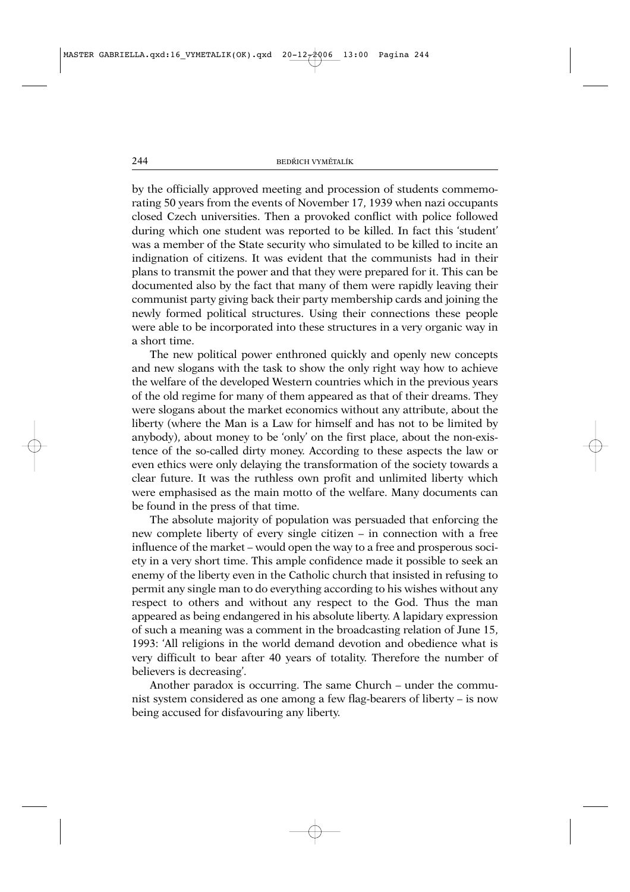by the officially approved meeting and procession of students commemorating 50 years from the events of November 17, 1939 when nazi occupants closed Czech universities. Then a provoked conflict with police followed during which one student was reported to be killed. In fact this 'student' was a member of the State security who simulated to be killed to incite an indignation of citizens. It was evident that the communists had in their plans to transmit the power and that they were prepared for it. This can be documented also by the fact that many of them were rapidly leaving their communist party giving back their party membership cards and joining the newly formed political structures. Using their connections these people were able to be incorporated into these structures in a very organic way in a short time.

The new political power enthroned quickly and openly new concepts and new slogans with the task to show the only right way how to achieve the welfare of the developed Western countries which in the previous years of the old regime for many of them appeared as that of their dreams. They were slogans about the market economics without any attribute, about the liberty (where the Man is a Law for himself and has not to be limited by anybody), about money to be 'only' on the first place, about the non-existence of the so-called dirty money. According to these aspects the law or even ethics were only delaying the transformation of the society towards a clear future. It was the ruthless own profit and unlimited liberty which were emphasised as the main motto of the welfare. Many documents can be found in the press of that time.

The absolute majority of population was persuaded that enforcing the new complete liberty of every single citizen – in connection with a free influence of the market – would open the way to a free and prosperous society in a very short time. This ample confidence made it possible to seek an enemy of the liberty even in the Catholic church that insisted in refusing to permit any single man to do everything according to his wishes without any respect to others and without any respect to the God. Thus the man appeared as being endangered in his absolute liberty. A lapidary expression of such a meaning was a comment in the broadcasting relation of June 15, 1993: 'All religions in the world demand devotion and obedience what is very difficult to bear after 40 years of totality. Therefore the number of believers is decreasing'.

Another paradox is occurring. The same Church – under the communist system considered as one among a few flag-bearers of liberty – is now being accused for disfavouring any liberty.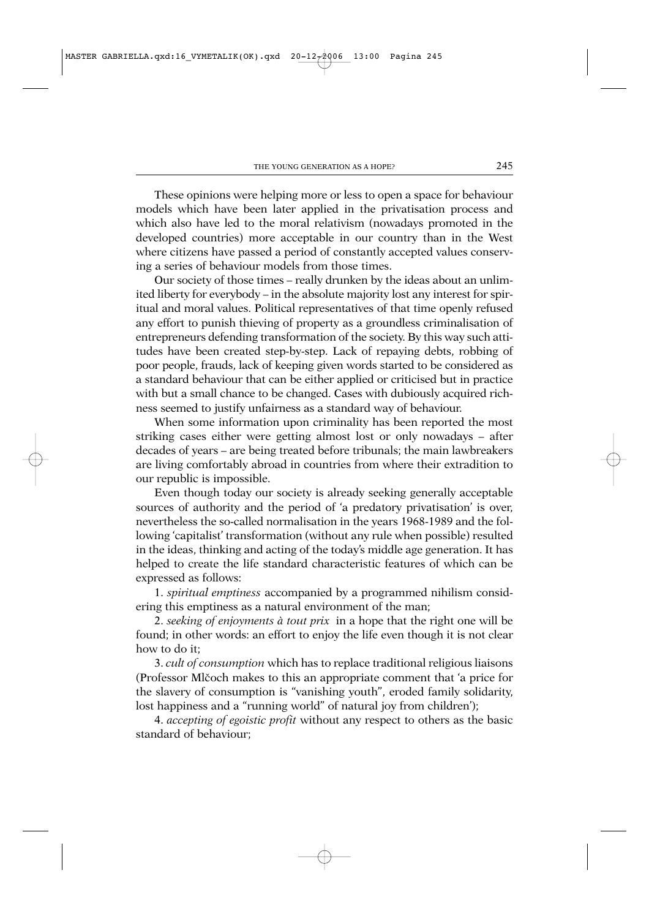These opinions were helping more or less to open a space for behaviour models which have been later applied in the privatisation process and which also have led to the moral relativism (nowadays promoted in the developed countries) more acceptable in our country than in the West where citizens have passed a period of constantly accepted values conserving a series of behaviour models from those times.

Our society of those times – really drunken by the ideas about an unlimited liberty for everybody – in the absolute majority lost any interest for spiritual and moral values. Political representatives of that time openly refused any effort to punish thieving of property as a groundless criminalisation of entrepreneurs defending transformation of the society. By this way such attitudes have been created step-by-step. Lack of repaying debts, robbing of poor people, frauds, lack of keeping given words started to be considered as a standard behaviour that can be either applied or criticised but in practice with but a small chance to be changed. Cases with dubiously acquired richness seemed to justify unfairness as a standard way of behaviour.

When some information upon criminality has been reported the most striking cases either were getting almost lost or only nowadays – after decades of years – are being treated before tribunals; the main lawbreakers are living comfortably abroad in countries from where their extradition to our republic is impossible.

Even though today our society is already seeking generally acceptable sources of authority and the period of 'a predatory privatisation' is over, nevertheless the so-called normalisation in the years 1968-1989 and the following 'capitalist' transformation (without any rule when possible) resulted in the ideas, thinking and acting of the today's middle age generation. It has helped to create the life standard characteristic features of which can be expressed as follows:

1. *spiritual emptiness* accompanied by a programmed nihilism considering this emptiness as a natural environment of the man;

2. *seeking of enjoyments à tout prix* in a hope that the right one will be found; in other words: an effort to enjoy the life even though it is not clear how to do it;

3. *cult of consumption* which has to replace traditional religious liaisons (Professor Mlčoch makes to this an appropriate comment that 'a price for the slavery of consumption is "vanishing youth", eroded family solidarity, lost happiness and a "running world" of natural joy from children');

4. *accepting of egoistic profit* without any respect to others as the basic standard of behaviour;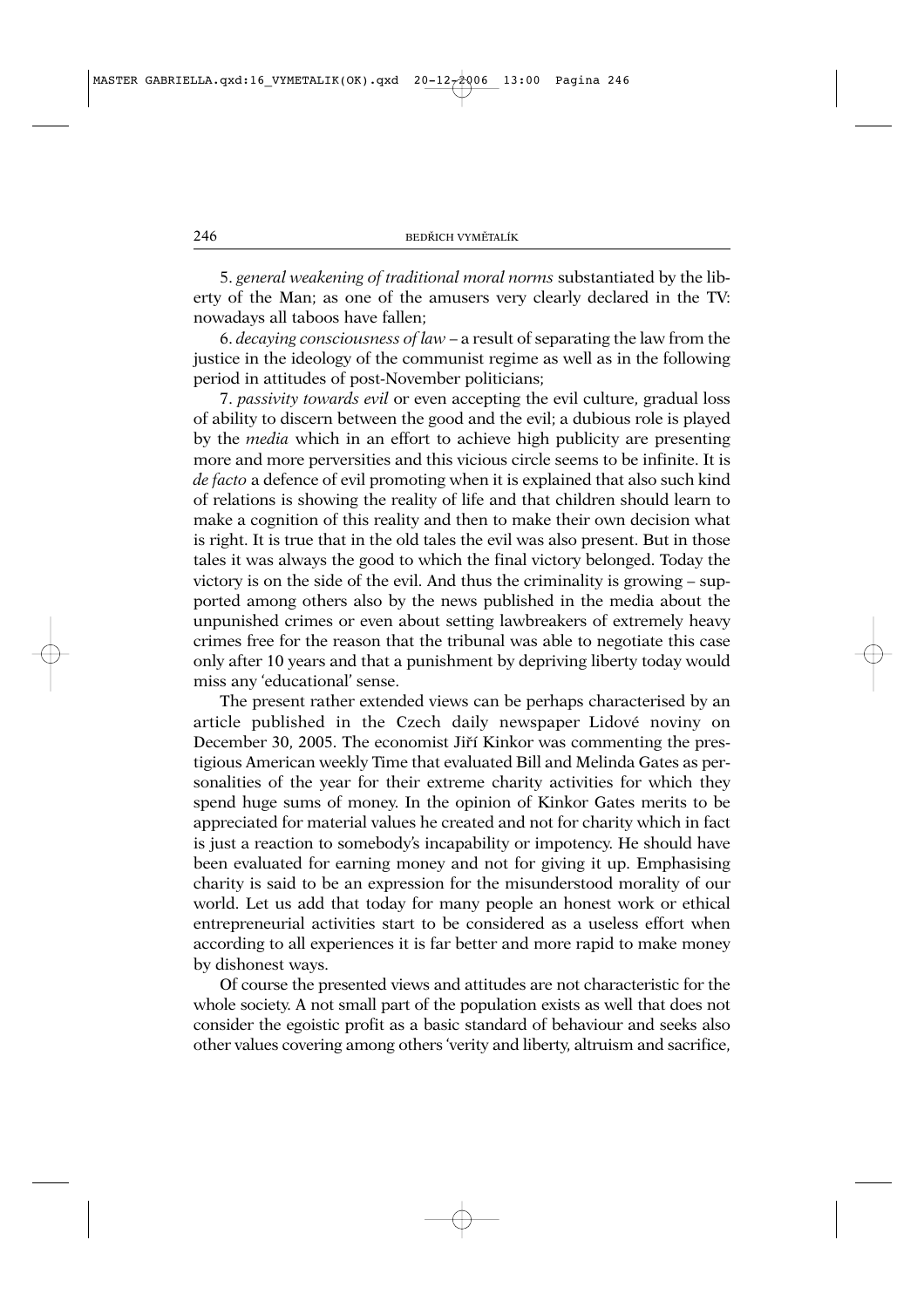5. *general weakening of traditional moral norms* substantiated by the liberty of the Man; as one of the amusers very clearly declared in the TV: nowadays all taboos have fallen;

6. *decaying consciousness of law* – a result of separating the law from the justice in the ideology of the communist regime as well as in the following period in attitudes of post-November politicians;

7. *passivity towards evil* or even accepting the evil culture, gradual loss of ability to discern between the good and the evil; a dubious role is played by the *media* which in an effort to achieve high publicity are presenting more and more perversities and this vicious circle seems to be infinite. It is *de facto* a defence of evil promoting when it is explained that also such kind of relations is showing the reality of life and that children should learn to make a cognition of this reality and then to make their own decision what is right. It is true that in the old tales the evil was also present. But in those tales it was always the good to which the final victory belonged. Today the victory is on the side of the evil. And thus the criminality is growing – supported among others also by the news published in the media about the unpunished crimes or even about setting lawbreakers of extremely heavy crimes free for the reason that the tribunal was able to negotiate this case only after 10 years and that a punishment by depriving liberty today would miss any 'educational' sense.

The present rather extended views can be perhaps characterised by an article published in the Czech daily newspaper Lidové noviny on December 30, 2005. The economist Jiří Kinkor was commenting the prestigious American weekly Time that evaluated Bill and Melinda Gates as personalities of the year for their extreme charity activities for which they spend huge sums of money. In the opinion of Kinkor Gates merits to be appreciated for material values he created and not for charity which in fact is just a reaction to somebody's incapability or impotency. He should have been evaluated for earning money and not for giving it up. Emphasising charity is said to be an expression for the misunderstood morality of our world. Let us add that today for many people an honest work or ethical entrepreneurial activities start to be considered as a useless effort when according to all experiences it is far better and more rapid to make money by dishonest ways.

Of course the presented views and attitudes are not characteristic for the whole society. A not small part of the population exists as well that does not consider the egoistic profit as a basic standard of behaviour and seeks also other values covering among others 'verity and liberty, altruism and sacrifice,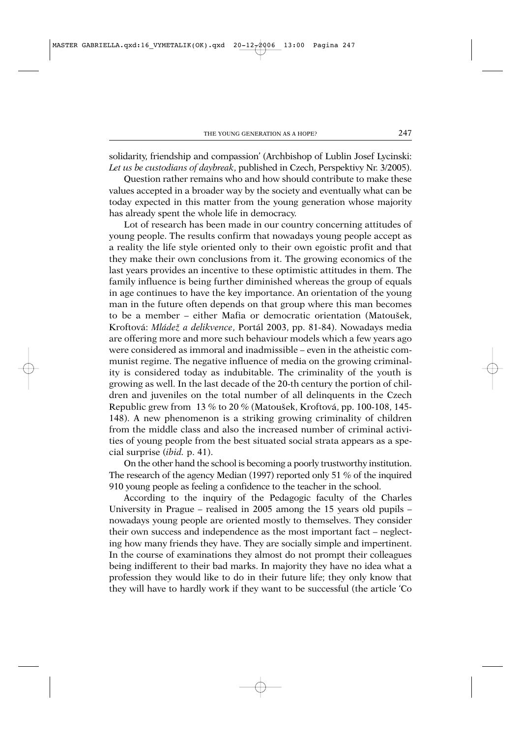solidarity, friendship and compassion' (Archbishop of Lublin Josef Lycinski: *Let us be custodians of daybreak*, published in Czech, Perspektivy Nr. 3/2005).

Question rather remains who and how should contribute to make these values accepted in a broader way by the society and eventually what can be today expected in this matter from the young generation whose majority has already spent the whole life in democracy.

Lot of research has been made in our country concerning attitudes of young people. The results confirm that nowadays young people accept as a reality the life style oriented only to their own egoistic profit and that they make their own conclusions from it. The growing economics of the last years provides an incentive to these optimistic attitudes in them. The family influence is being further diminished whereas the group of equals in age continues to have the key importance. An orientation of the young man in the future often depends on that group where this man becomes to be a member – either Mafia or democratic orientation (Matoušek, Kroftová: *Mládež a delikvence*, Portál 2003, pp. 81-84). Nowadays media are offering more and more such behaviour models which a few years ago were considered as immoral and inadmissible – even in the atheistic communist regime. The negative influence of media on the growing criminality is considered today as indubitable. The criminality of the youth is growing as well. In the last decade of the 20-th century the portion of children and juveniles on the total number of all delinquents in the Czech Republic grew from 13 % to 20 % (Matoušek, Kroftová, pp. 100-108, 145-148). A new phenomenon is a striking growing criminality of children from the middle class and also the increased number of criminal activities of young people from the best situated social strata appears as a special surprise (*ibid.* p. 41).

On the other hand the school is becoming a poorly trustworthy institution. The research of the agency Median (1997) reported only 51 % of the inquired 910 young people as feeling a confidence to the teacher in the school.

According to the inquiry of the Pedagogic faculty of the Charles University in Prague – realised in 2005 among the 15 years old pupils – nowadays young people are oriented mostly to themselves. They consider their own success and independence as the most important fact – neglecting how many friends they have. They are socially simple and impertinent. In the course of examinations they almost do not prompt their colleagues being indifferent to their bad marks. In majority they have no idea what a profession they would like to do in their future life; they only know that they will have to hardly work if they want to be successful (the article 'Co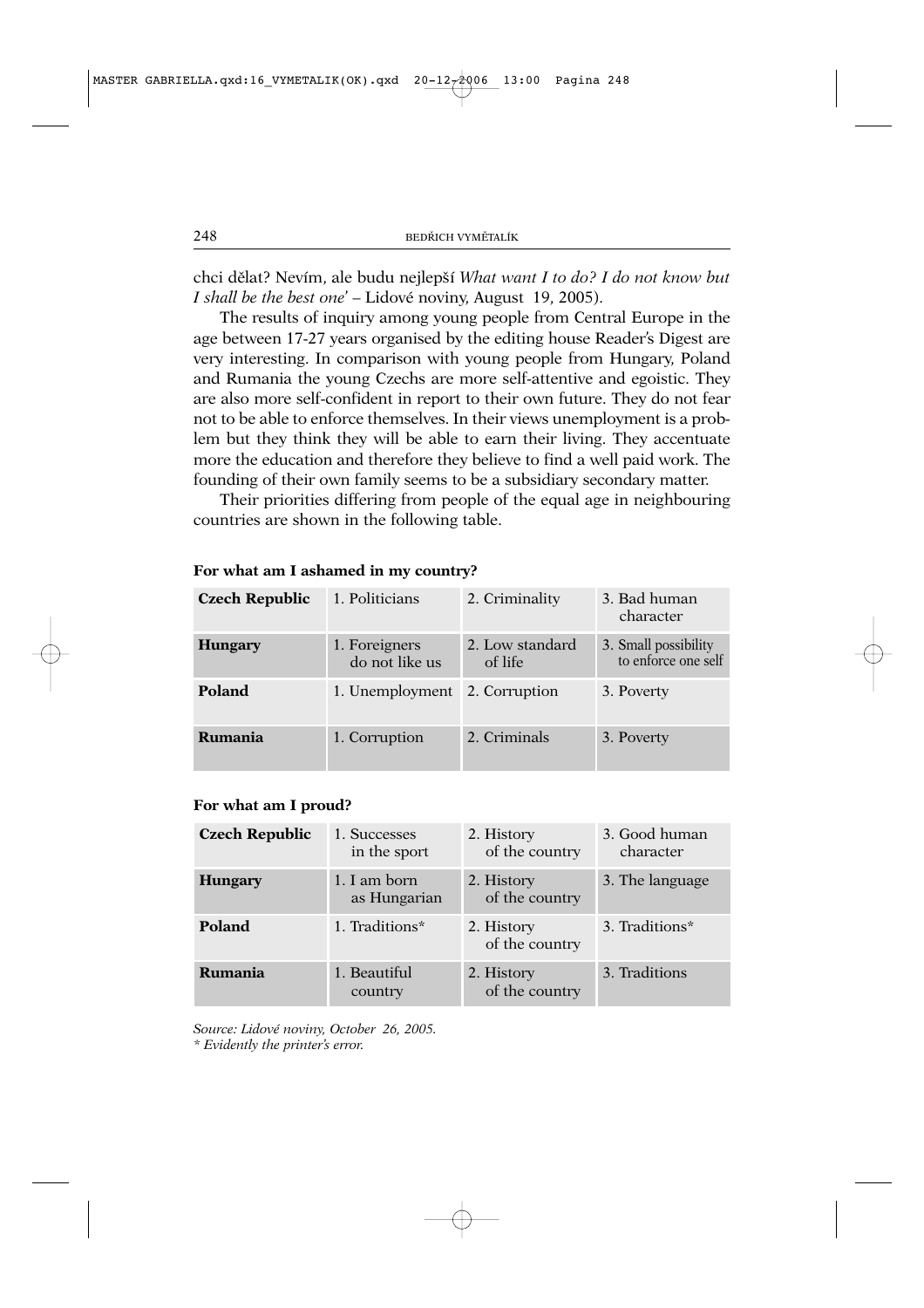chci dělat? Nevím, ale budu nejlepší *What want I to do? I do not know but I shall be the best one*' – Lidové noviny, August 19, 2005).

The results of inquiry among young people from Central Europe in the age between 17-27 years organised by the editing house Reader's Digest are very interesting. In comparison with young people from Hungary, Poland and Rumania the young Czechs are more self-attentive and egoistic. They are also more self-confident in report to their own future. They do not fear not to be able to enforce themselves. In their views unemployment is a problem but they think they will be able to earn their living. They accentuate more the education and therefore they believe to find a well paid work. The founding of their own family seems to be a subsidiary secondary matter.

Their priorities differing from people of the equal age in neighbouring countries are shown in the following table.

**For what am I ashamed in my country?**

| | | | |
|---|---|---|---|
| **Czech Republic** | 1. Politicians | 2. Criminality | 3. Bad human character |
| **Hungary** | 1. Foreigners do not like us | 2. Low standard of life | 3. Small possibility to enforce one self |
| **Poland** | 1. Unemployment | 2. Corruption | 3. Poverty |
| **Rumania** | 1. Corruption | 2. Criminals | 3. Poverty |

**For what am I proud?**

| | | | |
|---|---|---|---|
| **Czech Republic** | 1. Successes in the sport | 2. History of the country | 3. Good human character |
| **Hungary** | 1. I am born as Hungarian | 2. History of the country | 3. The language |
| **Poland** | 1. Traditions* | 2. History of the country | 3. Traditions* |
| **Rumania** | 1. Beautiful country | 2. History of the country | 3. Traditions |

*Source: Lidové noviny, October 26, 2005.*
*\* Evidently the printer's error.*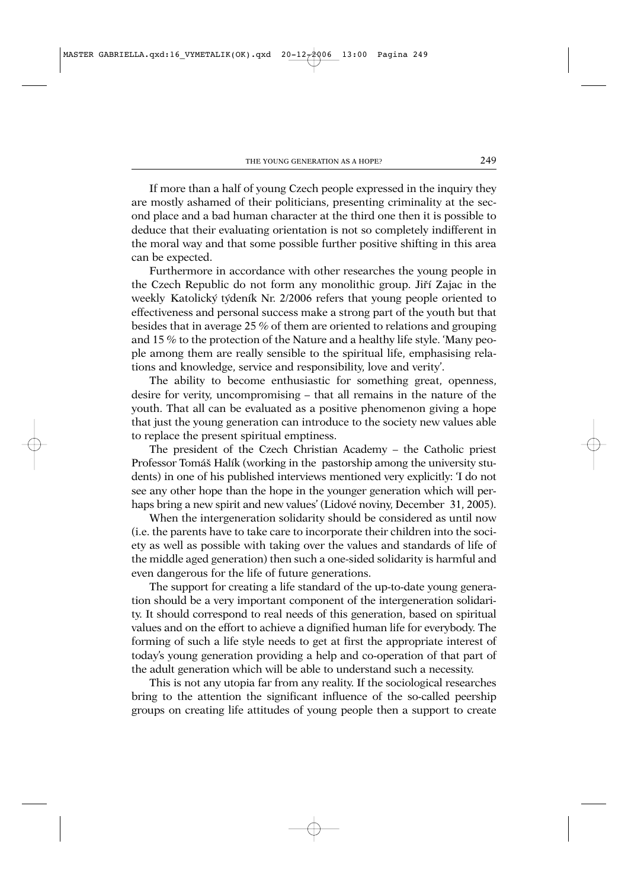If more than a half of young Czech people expressed in the inquiry they are mostly ashamed of their politicians, presenting criminality at the second place and a bad human character at the third one then it is possible to deduce that their evaluating orientation is not so completely indifferent in the moral way and that some possible further positive shifting in this area can be expected.

Furthermore in accordance with other researches the young people in the Czech Republic do not form any monolithic group. Jiří Zajac in the weekly Katolický týdeník Nr. 2/2006 refers that young people oriented to effectiveness and personal success make a strong part of the youth but that besides that in average 25 % of them are oriented to relations and grouping and 15 % to the protection of the Nature and a healthy life style. 'Many people among them are really sensible to the spiritual life, emphasising relations and knowledge, service and responsibility, love and verity'.

The ability to become enthusiastic for something great, openness, desire for verity, uncompromising – that all remains in the nature of the youth. That all can be evaluated as a positive phenomenon giving a hope that just the young generation can introduce to the society new values able to replace the present spiritual emptiness.

The president of the Czech Christian Academy – the Catholic priest Professor Tomáš Halík (working in the pastorship among the university students) in one of his published interviews mentioned very explicitly: 'I do not see any other hope than the hope in the younger generation which will perhaps bring a new spirit and new values' (Lidové noviny, December 31, 2005).

When the intergeneration solidarity should be considered as until now (i.e. the parents have to take care to incorporate their children into the society as well as possible with taking over the values and standards of life of the middle aged generation) then such a one-sided solidarity is harmful and even dangerous for the life of future generations.

The support for creating a life standard of the up-to-date young generation should be a very important component of the intergeneration solidarity. It should correspond to real needs of this generation, based on spiritual values and on the effort to achieve a dignified human life for everybody. The forming of such a life style needs to get at first the appropriate interest of today's young generation providing a help and co-operation of that part of the adult generation which will be able to understand such a necessity.

This is not any utopia far from any reality. If the sociological researches bring to the attention the significant influence of the so-called peership groups on creating life attitudes of young people then a support to create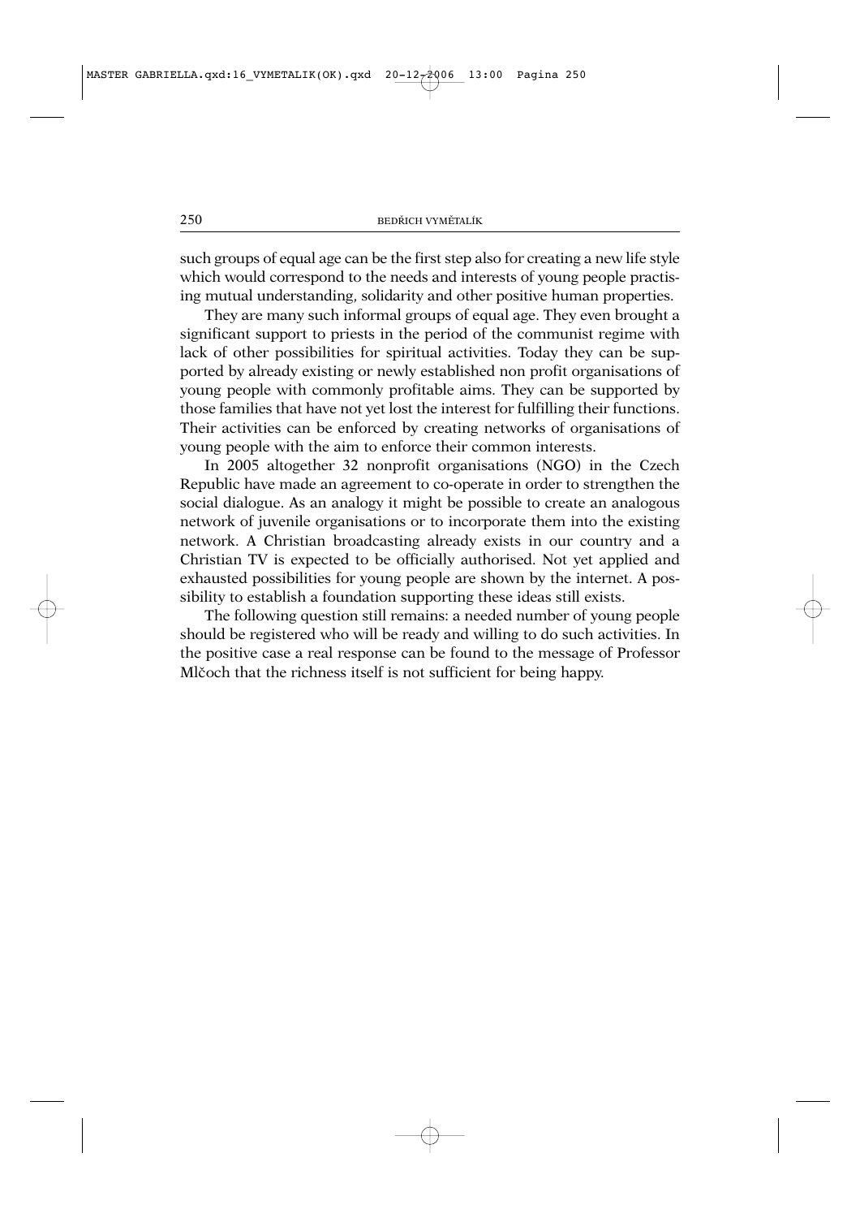such groups of equal age can be the first step also for creating a new life style which would correspond to the needs and interests of young people practising mutual understanding, solidarity and other positive human properties.

They are many such informal groups of equal age. They even brought a significant support to priests in the period of the communist regime with lack of other possibilities for spiritual activities. Today they can be supported by already existing or newly established non profit organisations of young people with commonly profitable aims. They can be supported by those families that have not yet lost the interest for fulfilling their functions. Their activities can be enforced by creating networks of organisations of young people with the aim to enforce their common interests.

In 2005 altogether 32 nonprofit organisations (NGO) in the Czech Republic have made an agreement to co-operate in order to strengthen the social dialogue. As an analogy it might be possible to create an analogous network of juvenile organisations or to incorporate them into the existing network. A Christian broadcasting already exists in our country and a Christian TV is expected to be officially authorised. Not yet applied and exhausted possibilities for young people are shown by the internet. A possibility to establish a foundation supporting these ideas still exists.

The following question still remains: a needed number of young people should be registered who will be ready and willing to do such activities. In the positive case a real response can be found to the message of Professor Mlčoch that the richness itself is not sufficient for being happy.